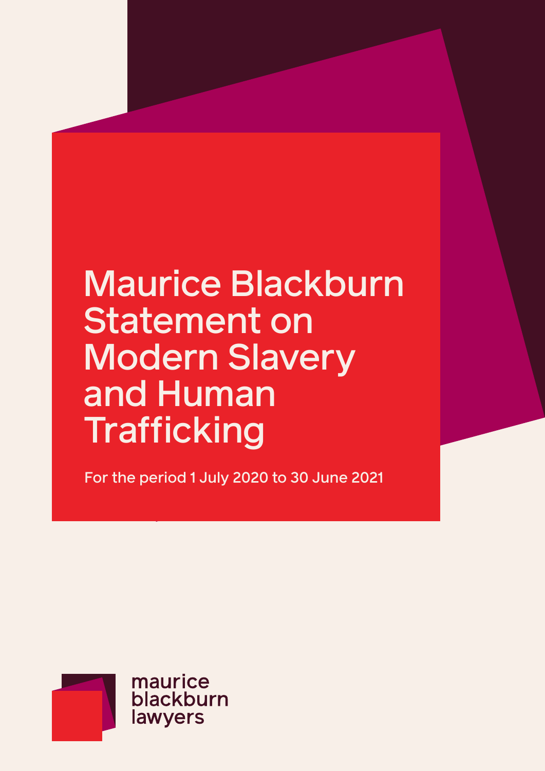# Maurice Blackburn Statement on Modern Slavery and Human Trafficking

For the period 1 July 2020 to 30 June 2021

maurice blackburn lawyers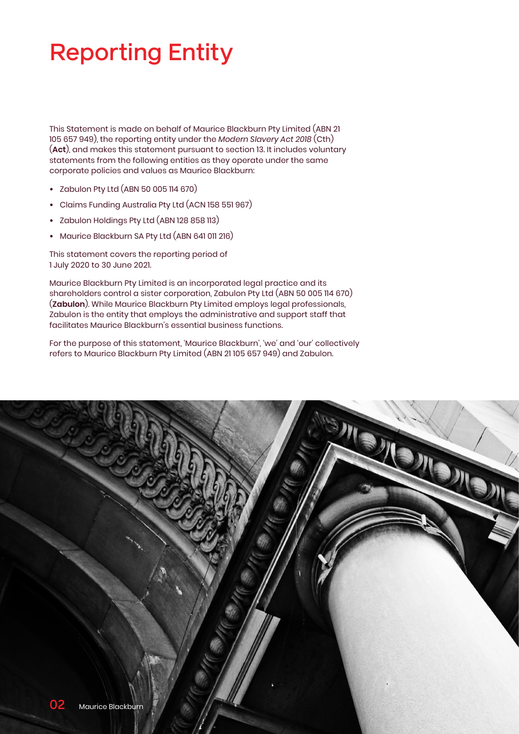# Reporting Entity

This Statement is made on behalf of Maurice Blackburn Pty Limited (ABN 21 105 657 949), the reporting entity under the *Modern Slavery Act 2018* (Cth) (**Act**), and makes this statement pursuant to section 13. It includes voluntary statements from the following entities as they operate under the same corporate policies and values as Maurice Blackburn:

- Zabulon Pty Ltd (ABN 50 005 114 670)
- Claims Funding Australia Pty Ltd (ACN 158 551 967)
- Zabulon Holdings Pty Ltd (ABN 128 858 113)
- Maurice Blackburn SA Pty Ltd (ABN 641 011 216)

This statement covers the reporting period of 1 July 2020 to 30 June 2021.

Maurice Blackburn Pty Limited is an incorporated legal practice and its shareholders control a sister corporation, Zabulon Pty Ltd (ABN 50 005 114 670) (**Zabulon**). While Maurice Blackburn Pty Limited employs legal professionals, Zabulon is the entity that employs the administrative and support staff that facilitates Maurice Blackburn's essential business functions.

For the purpose of this statement, 'Maurice Blackburn', 'we' and 'our' collectively refers to Maurice Blackburn Pty Limited (ABN 21 105 657 949) and Zabulon.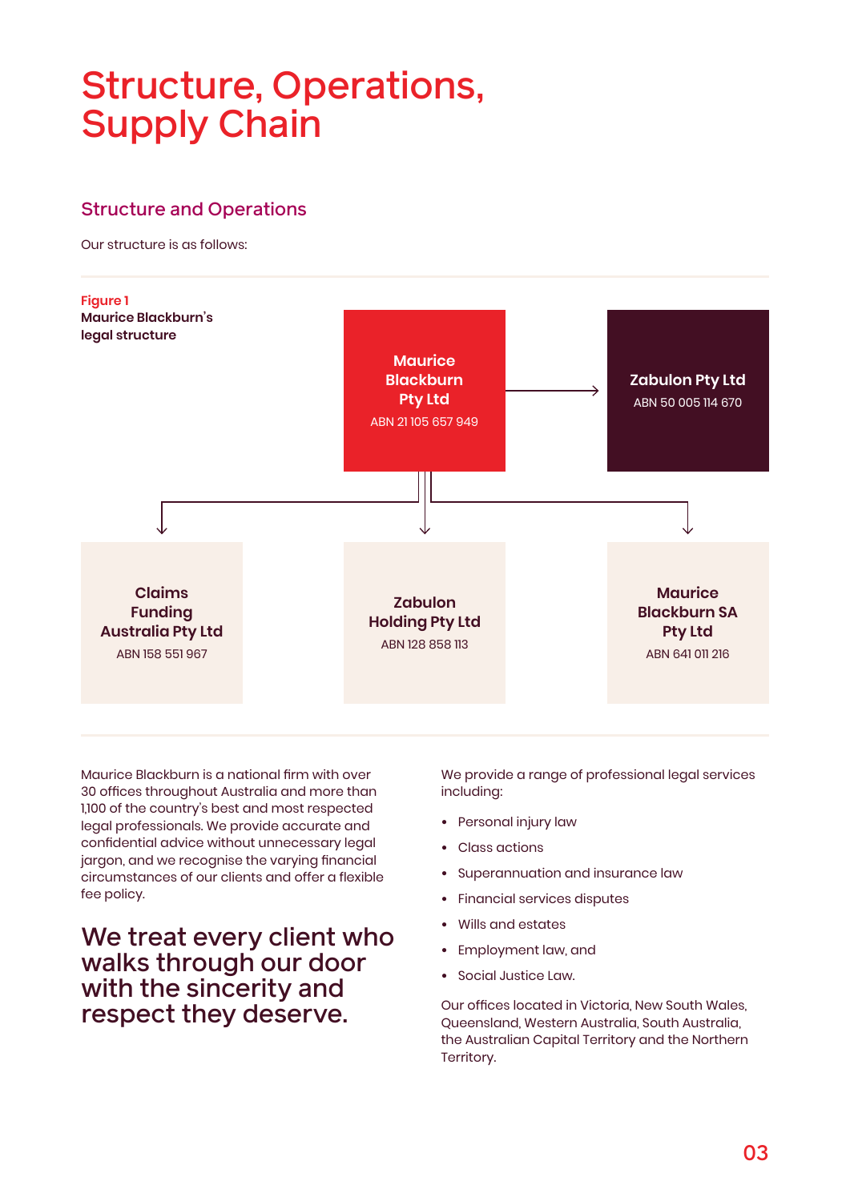# Structure, Operations, Supply Chain

## Structure and Operations

Our structure is as follows:

**Figure 1**
**Maurice Blackburn's legal structure**

**Maurice Blackburn Pty Ltd**
ABN 21 105 657 949

**Zabulon Pty Ltd**
ABN 50 005 114 670

**Claims Funding Australia Pty Ltd**
ABN 158 551 967

**Zabulon Holding Pty Ltd**
ABN 128 858 113

**Maurice Blackburn SA Pty Ltd**
ABN 641 011 216

Maurice Blackburn is a national firm with over 30 offices throughout Australia and more than 1,100 of the country's best and most respected legal professionals. We provide accurate and confidential advice without unnecessary legal jargon, and we recognise the varying financial circumstances of our clients and offer a flexible fee policy.

### We treat every client who walks through our door with the sincerity and respect they deserve.

We provide a range of professional legal services including:

- Personal injury law
- Class actions
- Superannuation and insurance law
- Financial services disputes
- Wills and estates
- Employment law, and
- Social Justice Law.

Our offices located in Victoria, New South Wales, Queensland, Western Australia, South Australia, the Australian Capital Territory and the Northern Territory.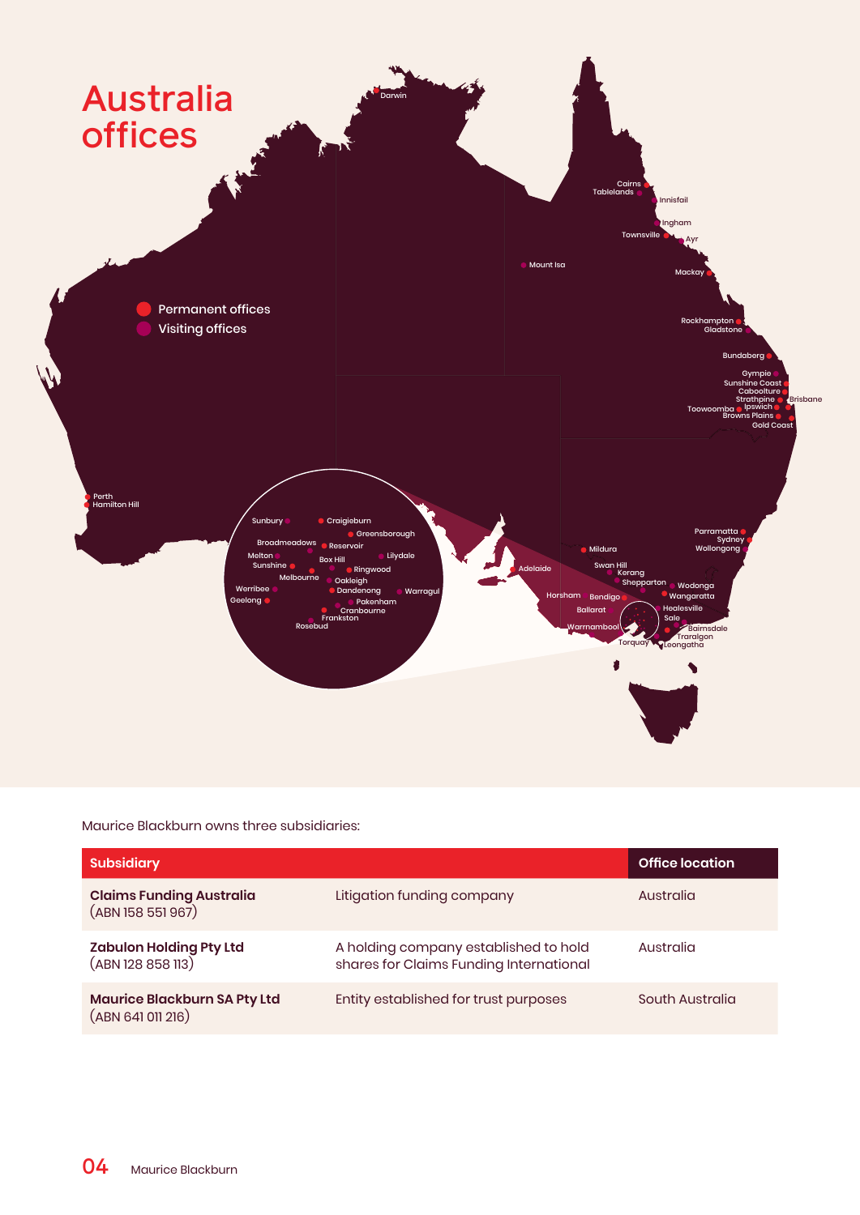# Australia offices

- Permanent offices
- Visiting offices

Darwin

Cairns, Tablelands, Innisfail, Ingham, Townsville, Ayr, Mount Isa, Mackay, Rockhampton, Gladstone, Bundaberg, Gympie, Sunshine Coast, Caboolture, Strathpine, Brisbane, Toowoomba, Ipswich, Browns Plains, Gold Coast

Perth, Hamilton Hill

Adelaide

Parramatta, Sydney, Wollongong

Mildura, Swan Hill, Kerang, Shepparton, Wodonga, Wangaratta, Horsham, Bendigo, Ballarat, Healesville, Sale, Bairnsdale, Traralgon, Leongatha, Warrnambool, Torquay

Sunbury, Craigieburn, Greensborough, Broadmeadows, Reservoir, Melton, Lilydale, Box Hill, Sunshine, Ringwood, Melbourne, Oakleigh, Werribee, Dandenong, Warragul, Geelong, Pakenham, Cranbourne, Frankston, Rosebud

Maurice Blackburn owns three subsidiaries:

| Subsidiary | | Office location |
|---|---|---|
| **Claims Funding Australia** (ABN 158 551 967) | Litigation funding company | Australia |
| **Zabulon Holding Pty Ltd** (ABN 128 858 113) | A holding company established to hold shares for Claims Funding International | Australia |
| **Maurice Blackburn SA Pty Ltd** (ABN 641 011 216) | Entity established for trust purposes | South Australia |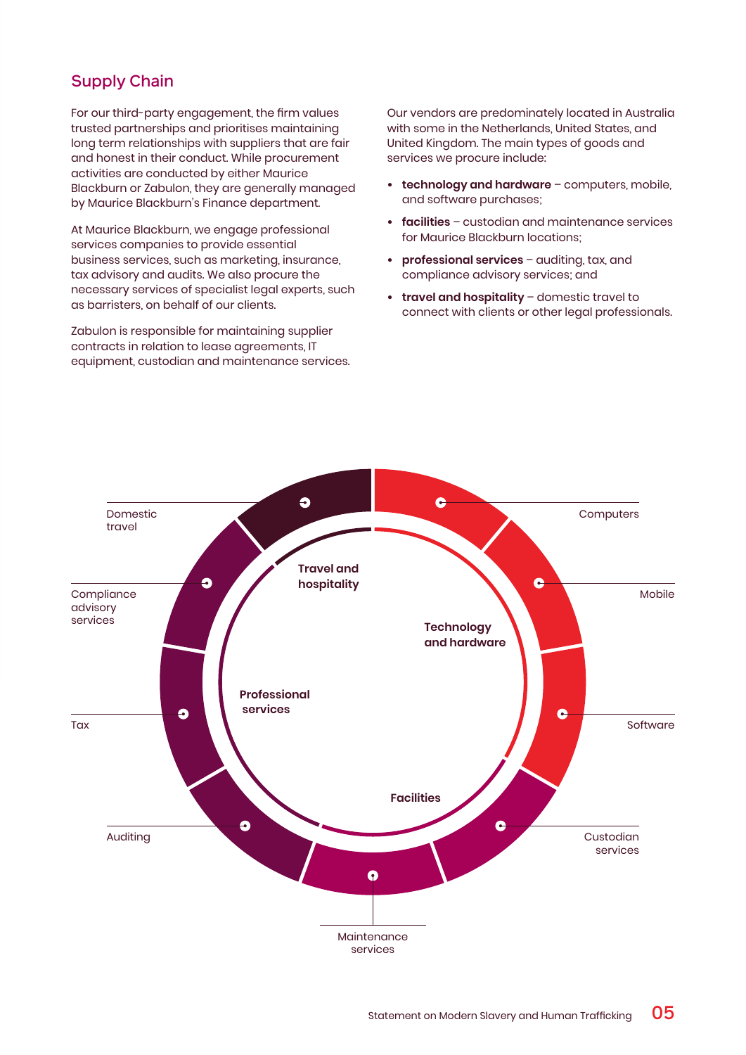## Supply Chain

For our third-party engagement, the firm values trusted partnerships and prioritises maintaining long term relationships with suppliers that are fair and honest in their conduct. While procurement activities are conducted by either Maurice Blackburn or Zabulon, they are generally managed by Maurice Blackburn's Finance department.

At Maurice Blackburn, we engage professional services companies to provide essential business services, such as marketing, insurance, tax advisory and audits. We also procure the necessary services of specialist legal experts, such as barristers, on behalf of our clients.

Zabulon is responsible for maintaining supplier contracts in relation to lease agreements, IT equipment, custodian and maintenance services.

Our vendors are predominately located in Australia with some in the Netherlands, United States, and United Kingdom. The main types of goods and services we procure include:

- **technology and hardware** – computers, mobile, and software purchases;
- **facilities** – custodian and maintenance services for Maurice Blackburn locations;
- **professional services** – auditing, tax, and compliance advisory services; and
- **travel and hospitality** – domestic travel to connect with clients or other legal professionals.

**Travel and hospitality**
- Domestic travel

**Technology and hardware**
- Computers
- Mobile
- Software

**Facilities**
- Custodian services
- Maintenance services

**Professional services**
- Auditing
- Tax
- Compliance advisory services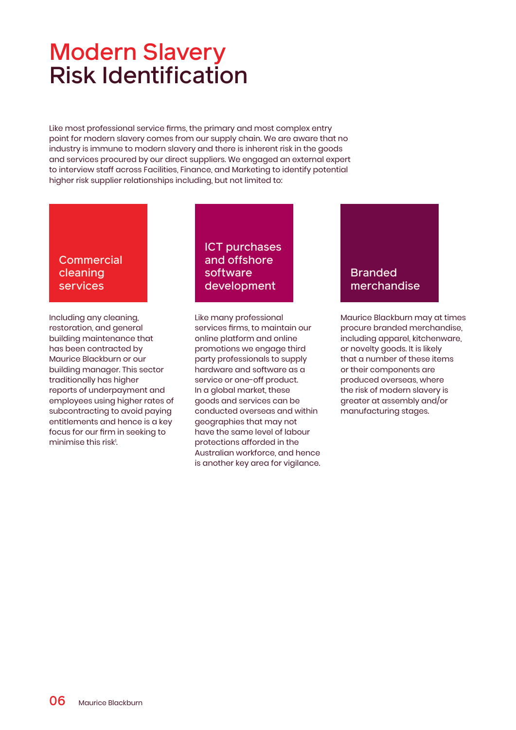# Modern Slavery Risk Identification

Like most professional service firms, the primary and most complex entry point for modern slavery comes from our supply chain. We are aware that no industry is immune to modern slavery and there is inherent risk in the goods and services procured by our direct suppliers. We engaged an external expert to interview staff across Facilities, Finance, and Marketing to identify potential higher risk supplier relationships including, but not limited to:

## Commercial cleaning services

Including any cleaning, restoration, and general building maintenance that has been contracted by Maurice Blackburn or our building manager. This sector traditionally has higher reports of underpayment and employees using higher rates of subcontracting to avoid paying entitlements and hence is a key focus for our firm in seeking to minimise this risk[1].

## ICT purchases and offshore software development

Like many professional services firms, to maintain our online platform and online promotions we engage third party professionals to supply hardware and software as a service or one-off product. In a global market, these goods and services can be conducted overseas and within geographies that may not have the same level of labour protections afforded in the Australian workforce, and hence is another key area for vigilance.

## Branded merchandise

Maurice Blackburn may at times procure branded merchandise, including apparel, kitchenware, or novelty goods. It is likely that a number of these items or their components are produced overseas, where the risk of modern slavery is greater at assembly and/or manufacturing stages.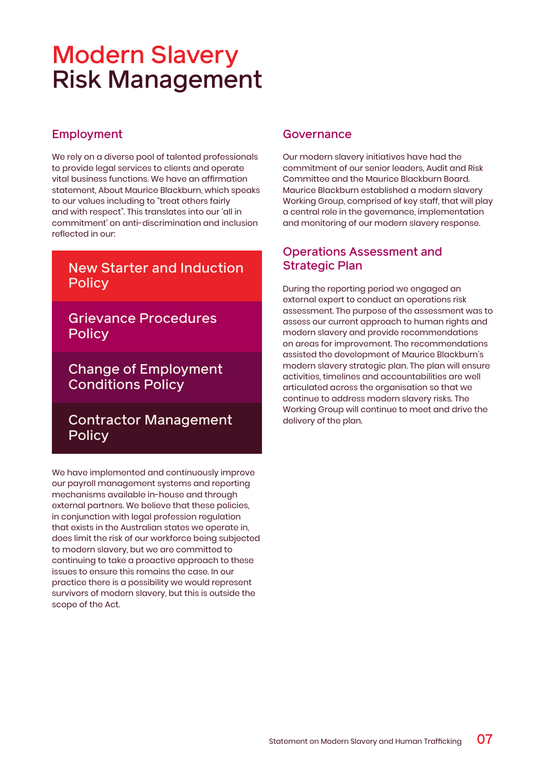# Modern Slavery Risk Management

## Employment

We rely on a diverse pool of talented professionals to provide legal services to clients and operate vital business functions. We have an affirmation statement, About Maurice Blackburn, which speaks to our values including to "treat others fairly and with respect". This translates into our 'all in commitment' on anti-discrimination and inclusion reflected in our:

- New Starter and Induction Policy
- Grievance Procedures Policy
- Change of Employment Conditions Policy
- Contractor Management Policy

We have implemented and continuously improve our payroll management systems and reporting mechanisms available in-house and through external partners. We believe that these policies, in conjunction with legal profession regulation that exists in the Australian states we operate in, does limit the risk of our workforce being subjected to modern slavery, but we are committed to continuing to take a proactive approach to these issues to ensure this remains the case. In our practice there is a possibility we would represent survivors of modern slavery, but this is outside the scope of the Act.

## Governance

Our modern slavery initiatives have had the commitment of our senior leaders, Audit and Risk Committee and the Maurice Blackburn Board. Maurice Blackburn established a modern slavery Working Group, comprised of key staff, that will play a central role in the governance, implementation and monitoring of our modern slavery response.

## Operations Assessment and Strategic Plan

During the reporting period we engaged an external expert to conduct an operations risk assessment. The purpose of the assessment was to assess our current approach to human rights and modern slavery and provide recommendations on areas for improvement. The recommendations assisted the development of Maurice Blackburn's modern slavery strategic plan. The plan will ensure activities, timelines and accountabilities are well articulated across the organisation so that we continue to address modern slavery risks. The Working Group will continue to meet and drive the delivery of the plan.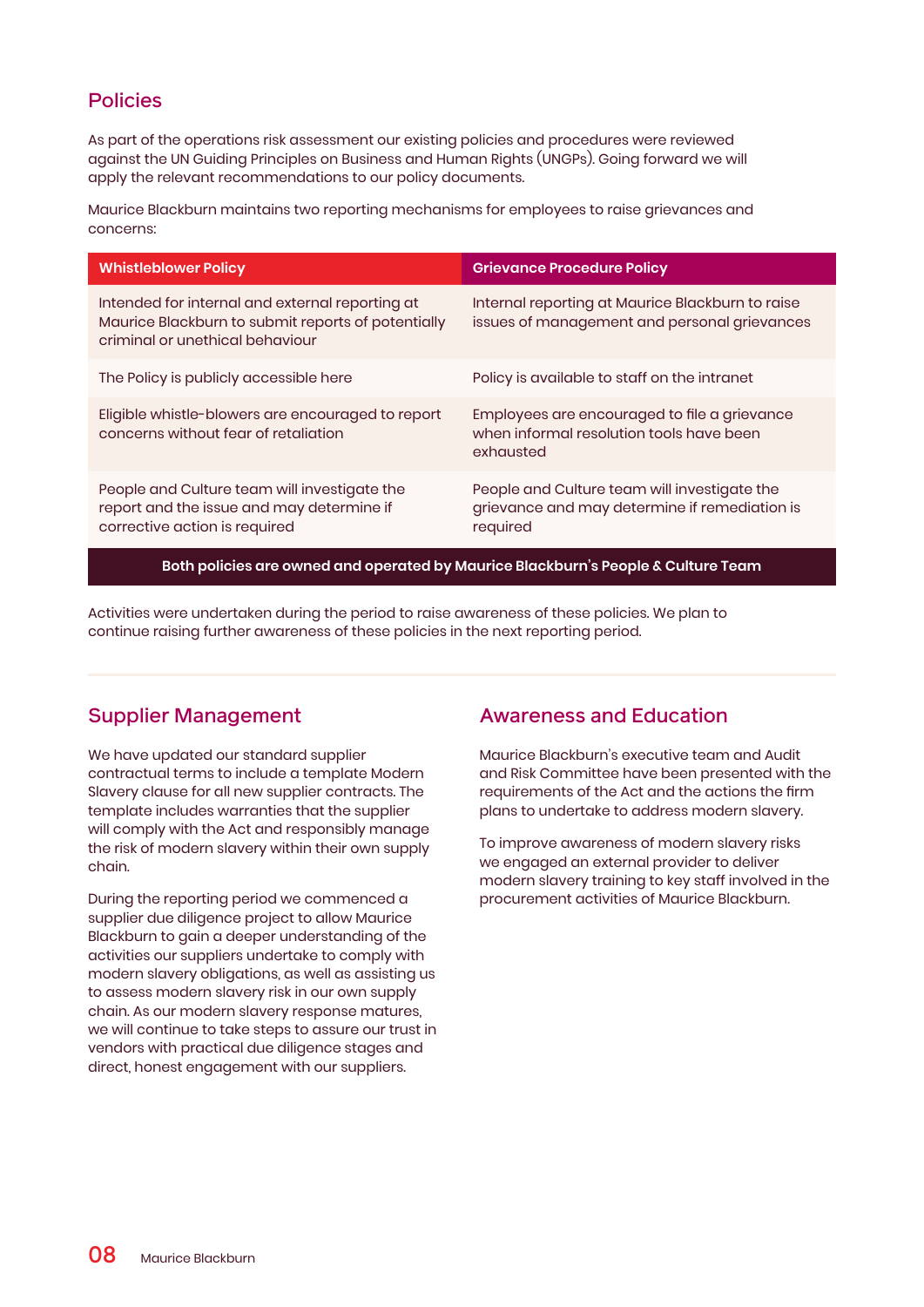## Policies

As part of the operations risk assessment our existing policies and procedures were reviewed against the UN Guiding Principles on Business and Human Rights (UNGPs). Going forward we will apply the relevant recommendations to our policy documents.

Maurice Blackburn maintains two reporting mechanisms for employees to raise grievances and concerns:

| Whistleblower Policy | Grievance Procedure Policy |
|---|---|
| Intended for internal and external reporting at Maurice Blackburn to submit reports of potentially criminal or unethical behaviour | Internal reporting at Maurice Blackburn to raise issues of management and personal grievances |
| The Policy is publicly accessible here | Policy is available to staff on the intranet |
| Eligible whistle-blowers are encouraged to report concerns without fear of retaliation | Employees are encouraged to file a grievance when informal resolution tools have been exhausted |
| People and Culture team will investigate the report and the issue and may determine if corrective action is required | People and Culture team will investigate the grievance and may determine if remediation is required |
| **Both policies are owned and operated by Maurice Blackburn's People & Culture Team** | |

Activities were undertaken during the period to raise awareness of these policies. We plan to continue raising further awareness of these policies in the next reporting period.

## Supplier Management

We have updated our standard supplier contractual terms to include a template Modern Slavery clause for all new supplier contracts. The template includes warranties that the supplier will comply with the Act and responsibly manage the risk of modern slavery within their own supply chain.

During the reporting period we commenced a supplier due diligence project to allow Maurice Blackburn to gain a deeper understanding of the activities our suppliers undertake to comply with modern slavery obligations, as well as assisting us to assess modern slavery risk in our own supply chain. As our modern slavery response matures, we will continue to take steps to assure our trust in vendors with practical due diligence stages and direct, honest engagement with our suppliers.

## Awareness and Education

Maurice Blackburn's executive team and Audit and Risk Committee have been presented with the requirements of the Act and the actions the firm plans to undertake to address modern slavery.

To improve awareness of modern slavery risks we engaged an external provider to deliver modern slavery training to key staff involved in the procurement activities of Maurice Blackburn.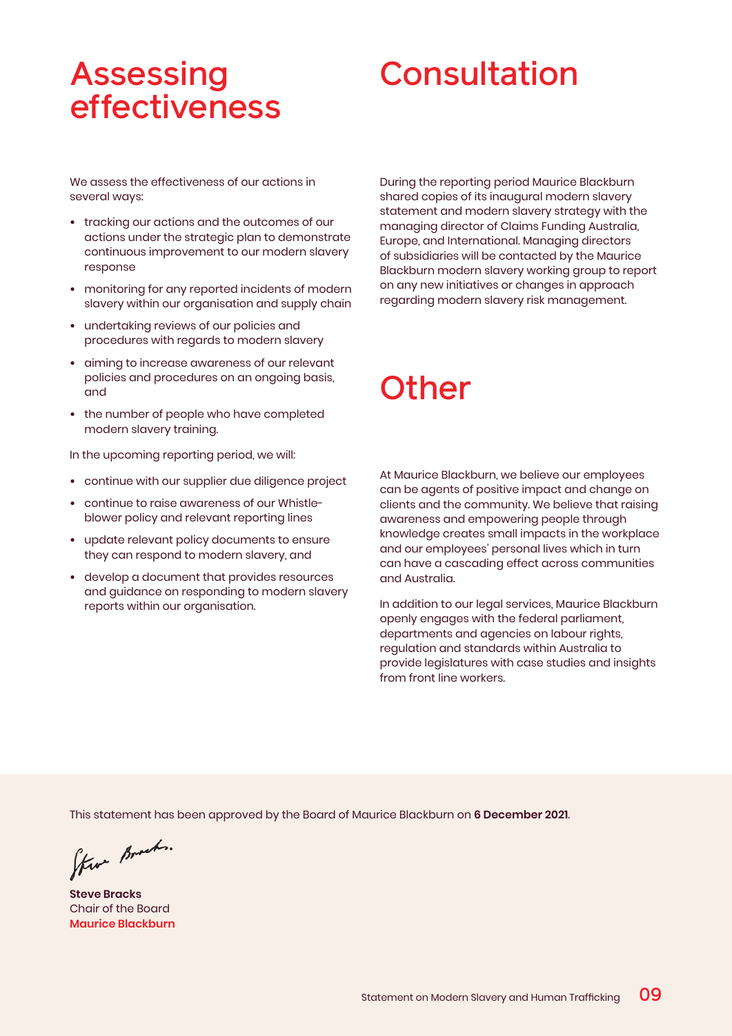# Assessing effectiveness

We assess the effectiveness of our actions in several ways:

- tracking our actions and the outcomes of our actions under the strategic plan to demonstrate continuous improvement to our modern slavery response
- monitoring for any reported incidents of modern slavery within our organisation and supply chain
- undertaking reviews of our policies and procedures with regards to modern slavery
- aiming to increase awareness of our relevant policies and procedures on an ongoing basis, and
- the number of people who have completed modern slavery training.

In the upcoming reporting period, we will:

- continue with our supplier due diligence project
- continue to raise awareness of our Whistle-blower policy and relevant reporting lines
- update relevant policy documents to ensure they can respond to modern slavery, and
- develop a document that provides resources and guidance on responding to modern slavery reports within our organisation.

# Consultation

During the reporting period Maurice Blackburn shared copies of its inaugural modern slavery statement and modern slavery strategy with the managing director of Claims Funding Australia, Europe, and International. Managing directors of subsidiaries will be contacted by the Maurice Blackburn modern slavery working group to report on any new initiatives or changes in approach regarding modern slavery risk management.

# Other

At Maurice Blackburn, we believe our employees can be agents of positive impact and change on clients and the community. We believe that raising awareness and empowering people through knowledge creates small impacts in the workplace and our employees' personal lives which in turn can have a cascading effect across communities and Australia.

In addition to our legal services, Maurice Blackburn openly engages with the federal parliament, departments and agencies on labour rights, regulation and standards within Australia to provide legislatures with case studies and insights from front line workers.

This statement has been approved by the Board of Maurice Blackburn on **6 December 2021**.

**Steve Bracks**
Chair of the Board
**Maurice Blackburn**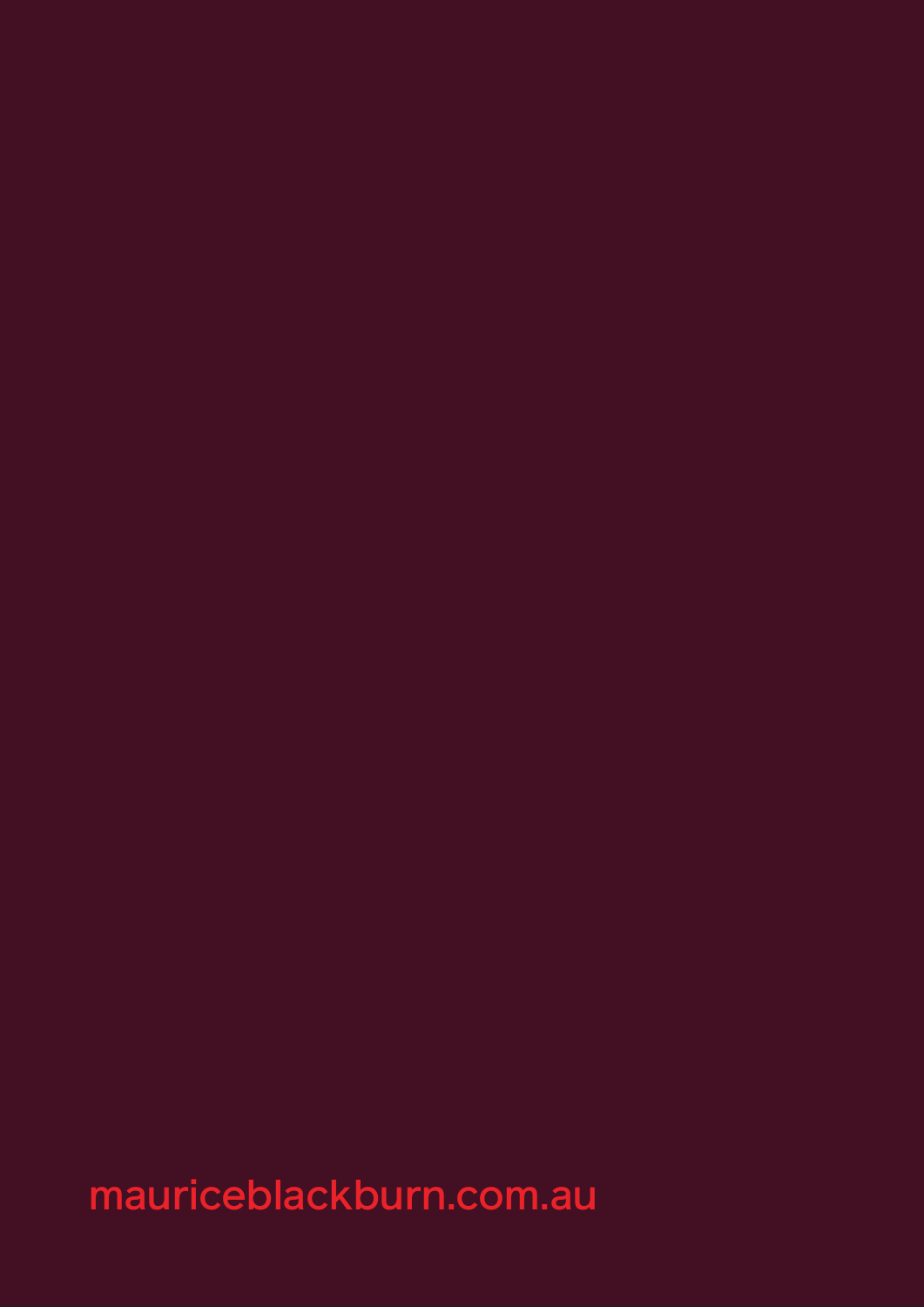mauriceblackburn.com.au